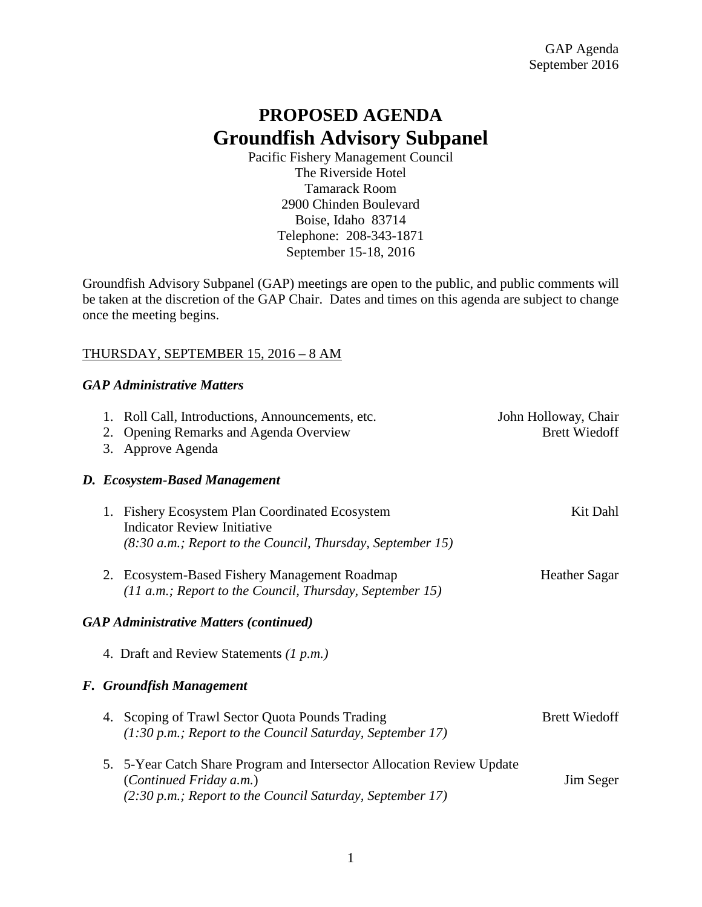GAP Agenda
September 2016

# PROPOSED AGENDA
# Groundfish Advisory Subpanel

Pacific Fishery Management Council
The Riverside Hotel
Tamarack Room
2900 Chinden Boulevard
Boise, Idaho 83714
Telephone: 208-343-1871
September 15-18, 2016

Groundfish Advisory Subpanel (GAP) meetings are open to the public, and public comments will be taken at the discretion of the GAP Chair. Dates and times on this agenda are subject to change once the meeting begins.

THURSDAY, SEPTEMBER 15, 2016 – 8 AM

***GAP Administrative Matters***

1. Roll Call, Introductions, Announcements, etc. — John Holloway, Chair
2. Opening Remarks and Agenda Overview — Brett Wiedoff
3. Approve Agenda

***D. Ecosystem-Based Management***

1. Fishery Ecosystem Plan Coordinated Ecosystem Indicator Review Initiative — Kit Dahl
   *(8:30 a.m.; Report to the Council, Thursday, September 15)*

2. Ecosystem-Based Fishery Management Roadmap — Heather Sagar
   *(11 a.m.; Report to the Council, Thursday, September 15)*

***GAP Administrative Matters (continued)***

4. Draft and Review Statements *(1 p.m.)*

***F. Groundfish Management***

4. Scoping of Trawl Sector Quota Pounds Trading — Brett Wiedoff
   *(1:30 p.m.; Report to the Council Saturday, September 17)*

5. 5-Year Catch Share Program and Intersector Allocation Review Update (*Continued Friday a.m.*) — Jim Seger
   *(2:30 p.m.; Report to the Council Saturday, September 17)*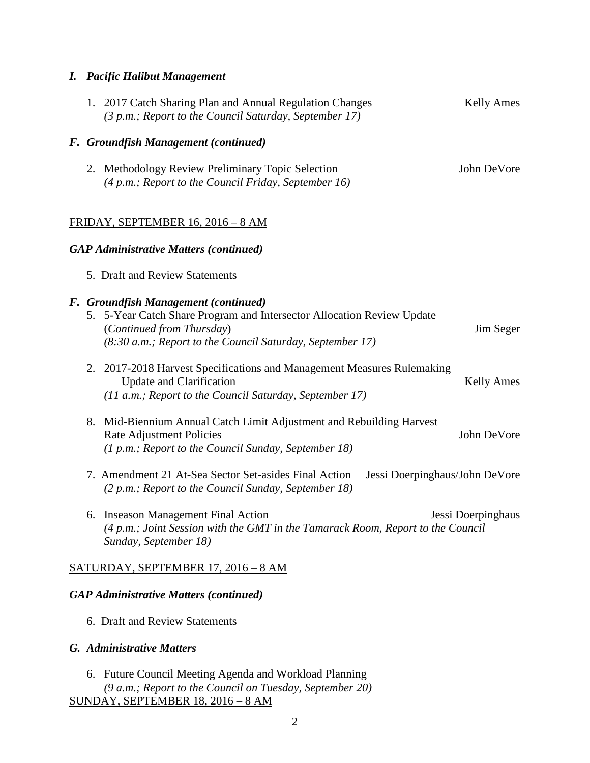### *I. Pacific Halibut Management*

1. 2017 Catch Sharing Plan and Annual Regulation Changes — Kelly Ames
   *(3 p.m.; Report to the Council Saturday, September 17)*

### *F. Groundfish Management (continued)*

2. Methodology Review Preliminary Topic Selection — John DeVore
   *(4 p.m.; Report to the Council Friday, September 16)*

FRIDAY, SEPTEMBER 16, 2016 – 8 AM

### *GAP Administrative Matters (continued)*

5. Draft and Review Statements

### *F. Groundfish Management (continued)*

5. 5-Year Catch Share Program and Intersector Allocation Review Update (*Continued from Thursday*) — Jim Seger
   *(8:30 a.m.; Report to the Council Saturday, September 17)*

2. 2017-2018 Harvest Specifications and Management Measures Rulemaking Update and Clarification — Kelly Ames
   *(11 a.m.; Report to the Council Saturday, September 17)*

8. Mid-Biennium Annual Catch Limit Adjustment and Rebuilding Harvest Rate Adjustment Policies — John DeVore
   *(1 p.m.; Report to the Council Sunday, September 18)*

7. Amendment 21 At-Sea Sector Set-asides Final Action — Jessi Doerpinghaus/John DeVore
   *(2 p.m.; Report to the Council Sunday, September 18)*

6. Inseason Management Final Action — Jessi Doerpinghaus
   *(4 p.m.; Joint Session with the GMT in the Tamarack Room, Report to the Council Sunday, September 18)*

SATURDAY, SEPTEMBER 17, 2016 – 8 AM

### *GAP Administrative Matters (continued)*

6. Draft and Review Statements

### *G. Administrative Matters*

6. Future Council Meeting Agenda and Workload Planning
   *(9 a.m.; Report to the Council on Tuesday, September 20)*

SUNDAY, SEPTEMBER 18, 2016 – 8 AM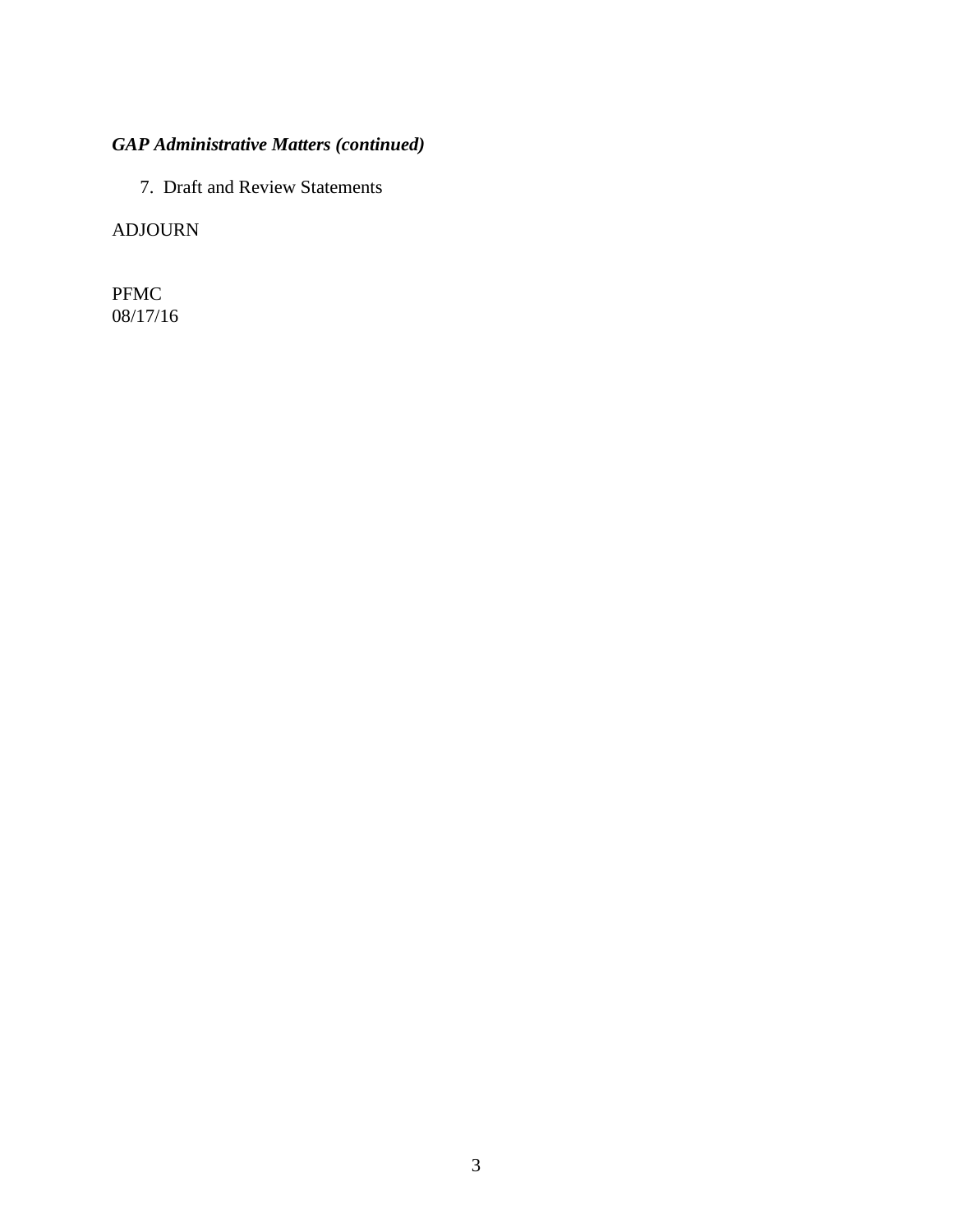***GAP Administrative Matters (continued)***

7. Draft and Review Statements

ADJOURN

PFMC
08/17/16